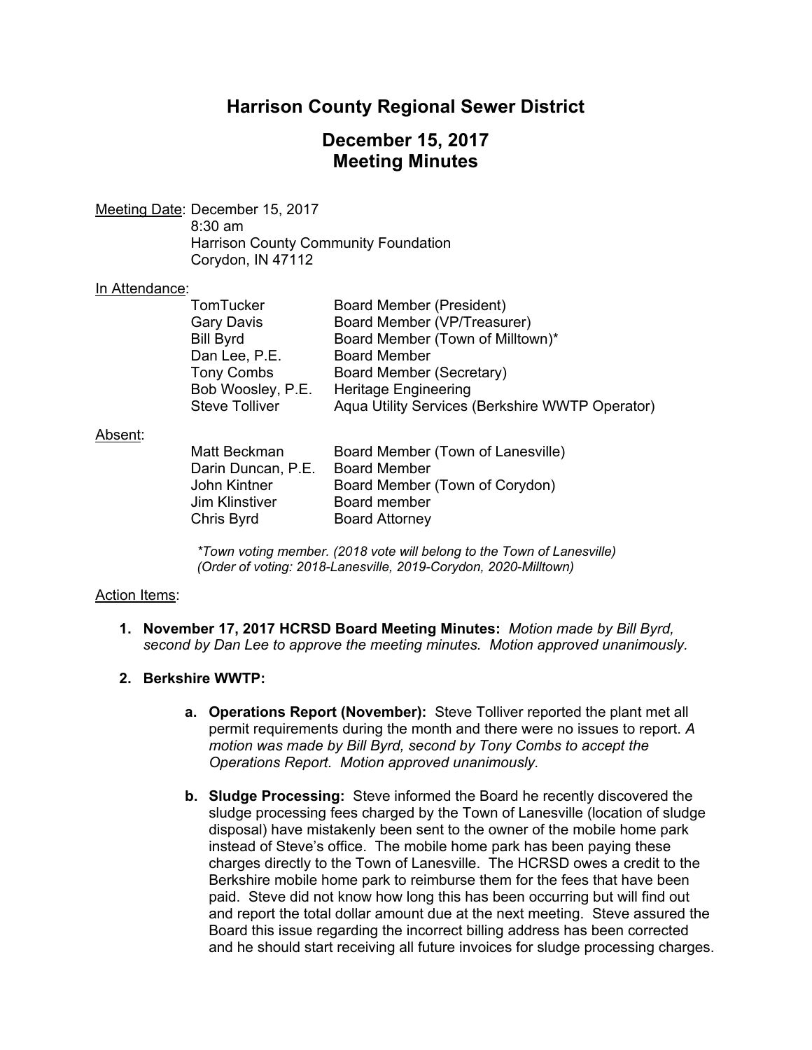# Harrison County Regional Sewer District

## December 15, 2017
## Meeting Minutes

Meeting Date: December 15, 2017
8:30 am
Harrison County Community Foundation
Corydon, IN 47112

In Attendance:

| | |
|---|---|
| TomTucker | Board Member (President) |
| Gary Davis | Board Member (VP/Treasurer) |
| Bill Byrd | Board Member (Town of Milltown)* |
| Dan Lee, P.E. | Board Member |
| Tony Combs | Board Member (Secretary) |
| Bob Woosley, P.E. | Heritage Engineering |
| Steve Tolliver | Aqua Utility Services (Berkshire WWTP Operator) |

Absent:

| | |
|---|---|
| Matt Beckman | Board Member (Town of Lanesville) |
| Darin Duncan, P.E. | Board Member |
| John Kintner | Board Member (Town of Corydon) |
| Jim Klinstiver | Board member |
| Chris Byrd | Board Attorney |

*\*Town voting member. (2018 vote will belong to the Town of Lanesville)*
*(Order of voting: 2018-Lanesville, 2019-Corydon, 2020-Milltown)*

Action Items:

1. **November 17, 2017 HCRSD Board Meeting Minutes:** *Motion made by Bill Byrd, second by Dan Lee to approve the meeting minutes. Motion approved unanimously.*

2. **Berkshire WWTP:**

   a. **Operations Report (November):** Steve Tolliver reported the plant met all permit requirements during the month and there were no issues to report. *A motion was made by Bill Byrd, second by Tony Combs to accept the Operations Report. Motion approved unanimously.*

   b. **Sludge Processing:** Steve informed the Board he recently discovered the sludge processing fees charged by the Town of Lanesville (location of sludge disposal) have mistakenly been sent to the owner of the mobile home park instead of Steve's office. The mobile home park has been paying these charges directly to the Town of Lanesville. The HCRSD owes a credit to the Berkshire mobile home park to reimburse them for the fees that have been paid. Steve did not know how long this has been occurring but will find out and report the total dollar amount due at the next meeting. Steve assured the Board this issue regarding the incorrect billing address has been corrected and he should start receiving all future invoices for sludge processing charges.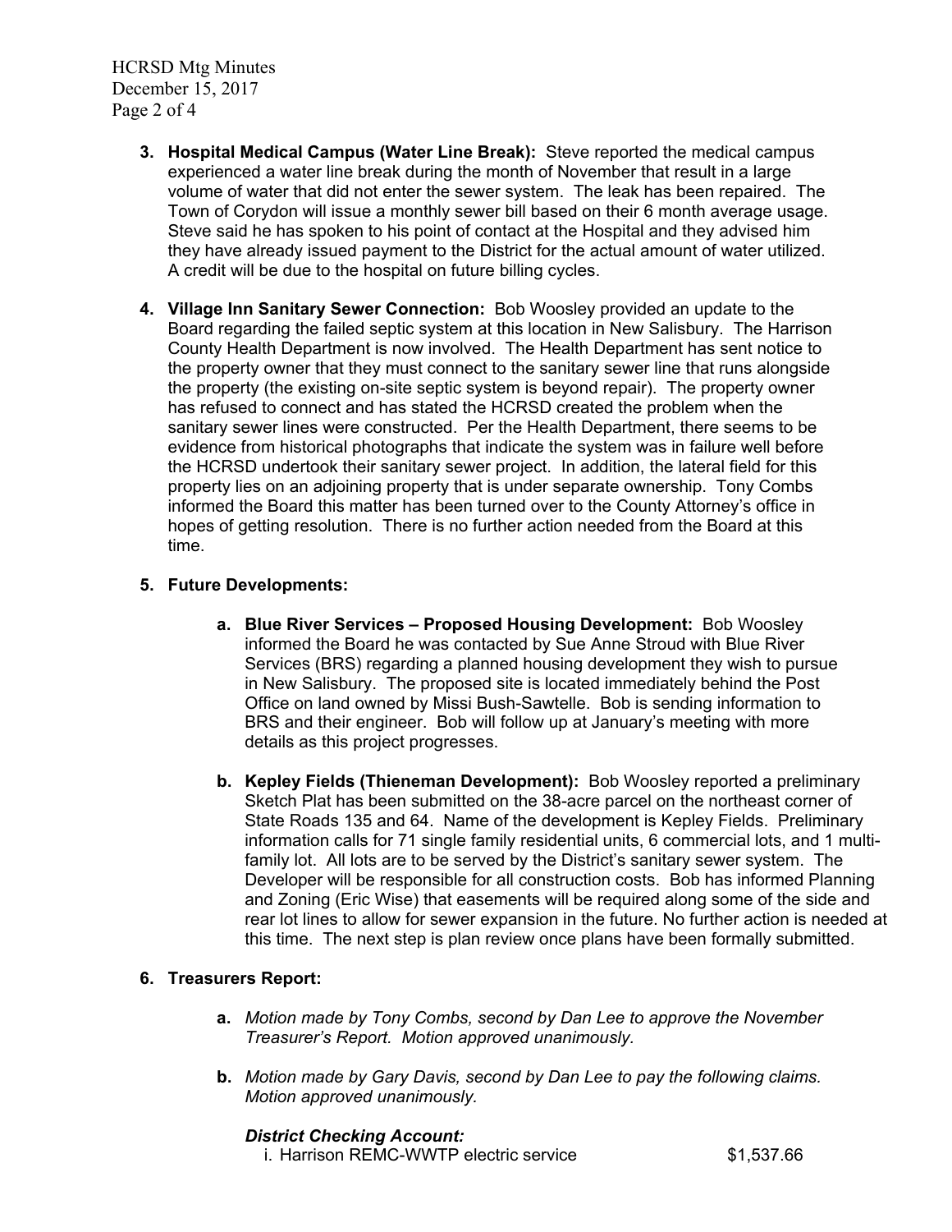3. **Hospital Medical Campus (Water Line Break):** Steve reported the medical campus experienced a water line break during the month of November that result in a large volume of water that did not enter the sewer system. The leak has been repaired. The Town of Corydon will issue a monthly sewer bill based on their 6 month average usage. Steve said he has spoken to his point of contact at the Hospital and they advised him they have already issued payment to the District for the actual amount of water utilized. A credit will be due to the hospital on future billing cycles.

4. **Village Inn Sanitary Sewer Connection:** Bob Woosley provided an update to the Board regarding the failed septic system at this location in New Salisbury. The Harrison County Health Department is now involved. The Health Department has sent notice to the property owner that they must connect to the sanitary sewer line that runs alongside the property (the existing on-site septic system is beyond repair). The property owner has refused to connect and has stated the HCRSD created the problem when the sanitary sewer lines were constructed. Per the Health Department, there seems to be evidence from historical photographs that indicate the system was in failure well before the HCRSD undertook their sanitary sewer project. In addition, the lateral field for this property lies on an adjoining property that is under separate ownership. Tony Combs informed the Board this matter has been turned over to the County Attorney's office in hopes of getting resolution. There is no further action needed from the Board at this time.

5. **Future Developments:**

   a. **Blue River Services – Proposed Housing Development:** Bob Woosley informed the Board he was contacted by Sue Anne Stroud with Blue River Services (BRS) regarding a planned housing development they wish to pursue in New Salisbury. The proposed site is located immediately behind the Post Office on land owned by Missi Bush-Sawtelle. Bob is sending information to BRS and their engineer. Bob will follow up at January's meeting with more details as this project progresses.

   b. **Kepley Fields (Thieneman Development):** Bob Woosley reported a preliminary Sketch Plat has been submitted on the 38-acre parcel on the northeast corner of State Roads 135 and 64. Name of the development is Kepley Fields. Preliminary information calls for 71 single family residential units, 6 commercial lots, and 1 multi-family lot. All lots are to be served by the District's sanitary sewer system. The Developer will be responsible for all construction costs. Bob has informed Planning and Zoning (Eric Wise) that easements will be required along some of the side and rear lot lines to allow for sewer expansion in the future. No further action is needed at this time. The next step is plan review once plans have been formally submitted.

6. **Treasurers Report:**

   a. *Motion made by Tony Combs, second by Dan Lee to approve the November Treasurer's Report. Motion approved unanimously.*

   b. *Motion made by Gary Davis, second by Dan Lee to pay the following claims. Motion approved unanimously.*

      ***District Checking Account:***

      i. Harrison REMC-WWTP electric service $1,537.66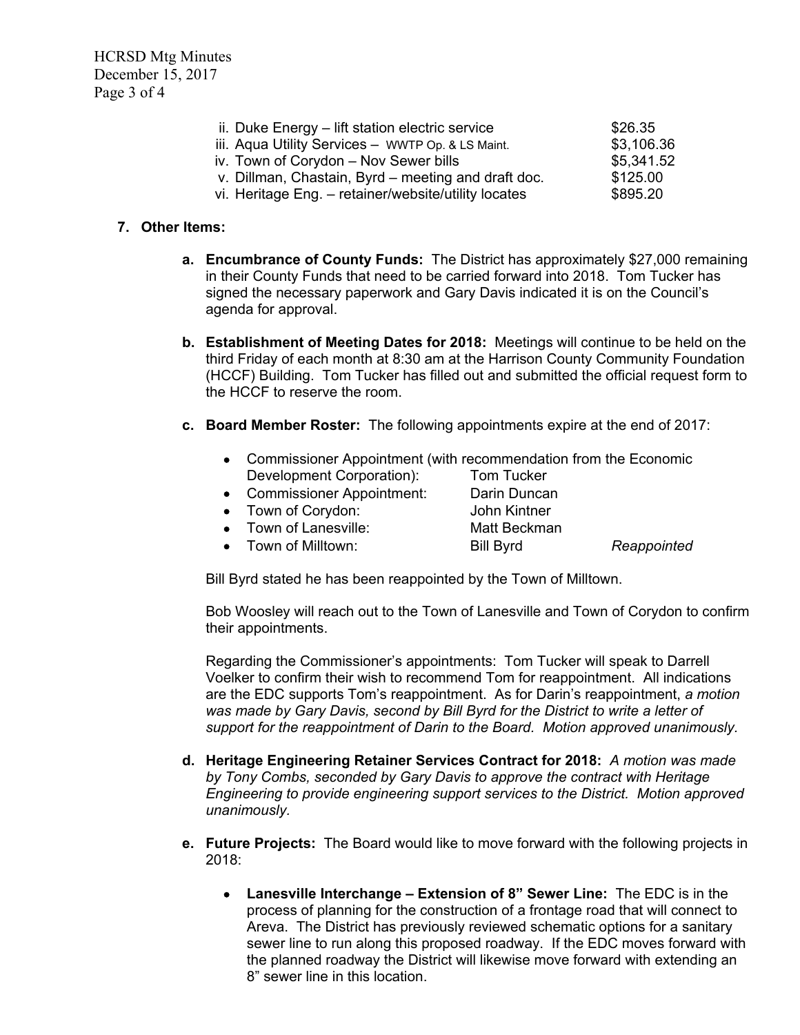ii. Duke Energy – lift station electric service $26.35
iii. Aqua Utility Services – WWTP Op. & LS Maint. $3,106.36
iv. Town of Corydon – Nov Sewer bills $5,341.52
v. Dillman, Chastain, Byrd – meeting and draft doc. $125.00
vi. Heritage Eng. – retainer/website/utility locates $895.20

**7. Other Items:**

a. **Encumbrance of County Funds:** The District has approximately $27,000 remaining in their County Funds that need to be carried forward into 2018. Tom Tucker has signed the necessary paperwork and Gary Davis indicated it is on the Council's agenda for approval.

b. **Establishment of Meeting Dates for 2018:** Meetings will continue to be held on the third Friday of each month at 8:30 am at the Harrison County Community Foundation (HCCF) Building. Tom Tucker has filled out and submitted the official request form to the HCCF to reserve the room.

c. **Board Member Roster:** The following appointments expire at the end of 2017:

- Commissioner Appointment (with recommendation from the Economic Development Corporation): Tom Tucker
- Commissioner Appointment: Darin Duncan
- Town of Corydon: John Kintner
- Town of Lanesville: Matt Beckman
- Town of Milltown: Bill Byrd *Reappointed*

Bill Byrd stated he has been reappointed by the Town of Milltown.

Bob Woosley will reach out to the Town of Lanesville and Town of Corydon to confirm their appointments.

Regarding the Commissioner's appointments: Tom Tucker will speak to Darrell Voelker to confirm their wish to recommend Tom for reappointment. All indications are the EDC supports Tom's reappointment. As for Darin's reappointment, *a motion was made by Gary Davis, second by Bill Byrd for the District to write a letter of support for the reappointment of Darin to the Board. Motion approved unanimously.*

d. **Heritage Engineering Retainer Services Contract for 2018:** *A motion was made by Tony Combs, seconded by Gary Davis to approve the contract with Heritage Engineering to provide engineering support services to the District. Motion approved unanimously.*

e. **Future Projects:** The Board would like to move forward with the following projects in 2018:

- **Lanesville Interchange – Extension of 8" Sewer Line:** The EDC is in the process of planning for the construction of a frontage road that will connect to Areva. The District has previously reviewed schematic options for a sanitary sewer line to run along this proposed roadway. If the EDC moves forward with the planned roadway the District will likewise move forward with extending an 8" sewer line in this location.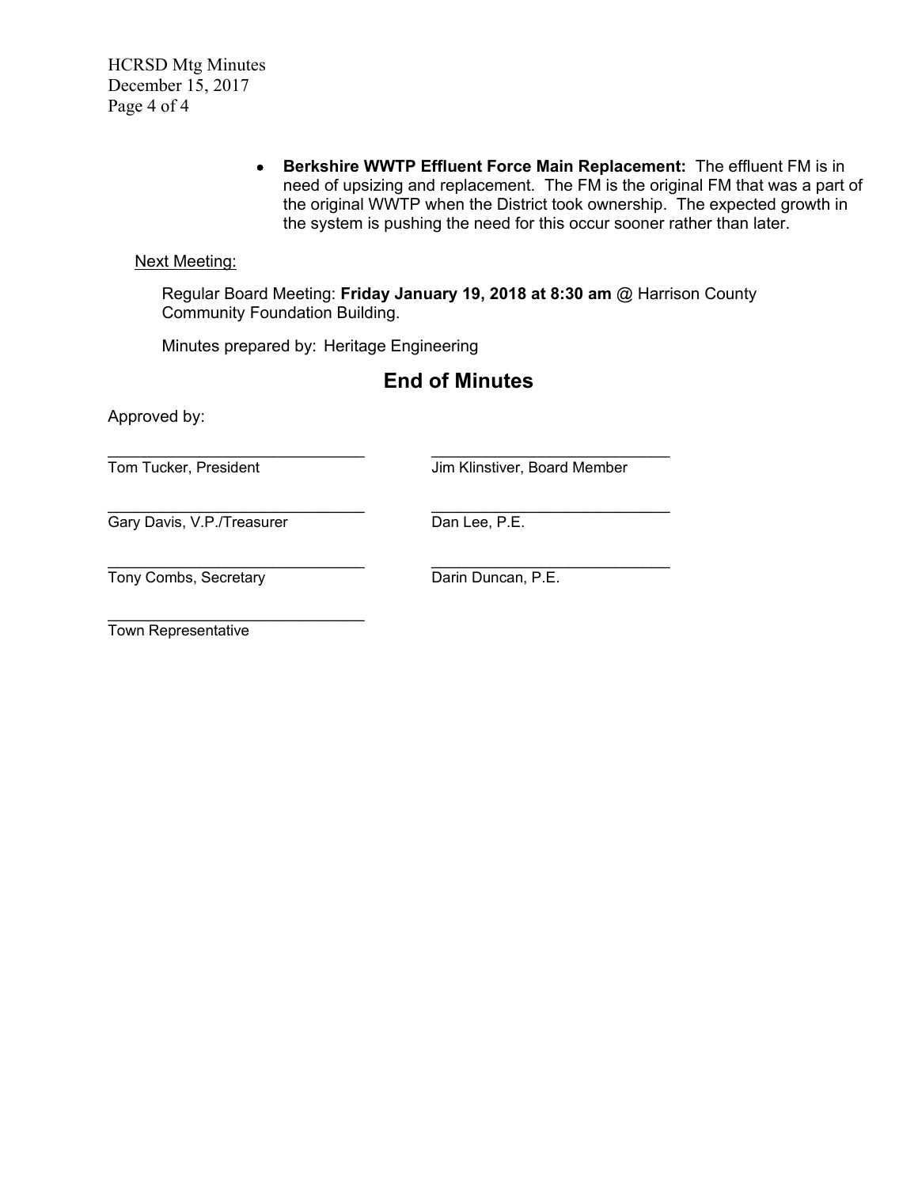- **Berkshire WWTP Effluent Force Main Replacement:** The effluent FM is in need of upsizing and replacement. The FM is the original FM that was a part of the original WWTP when the District took ownership. The expected growth in the system is pushing the need for this occur sooner rather than later.

Next Meeting:

Regular Board Meeting: **Friday January 19, 2018 at 8:30 am** @ Harrison County Community Foundation Building.

Minutes prepared by: Heritage Engineering

## End of Minutes

Approved by:

| | |
|---|---|
| ____________________________ | ____________________________ |
| Tom Tucker, President | Jim Klinstiver, Board Member |
| ____________________________ | ____________________________ |
| Gary Davis, V.P./Treasurer | Dan Lee, P.E. |
| ____________________________ | ____________________________ |
| Tony Combs, Secretary | Darin Duncan, P.E. |
| ____________________________ | |
| Town Representative | |